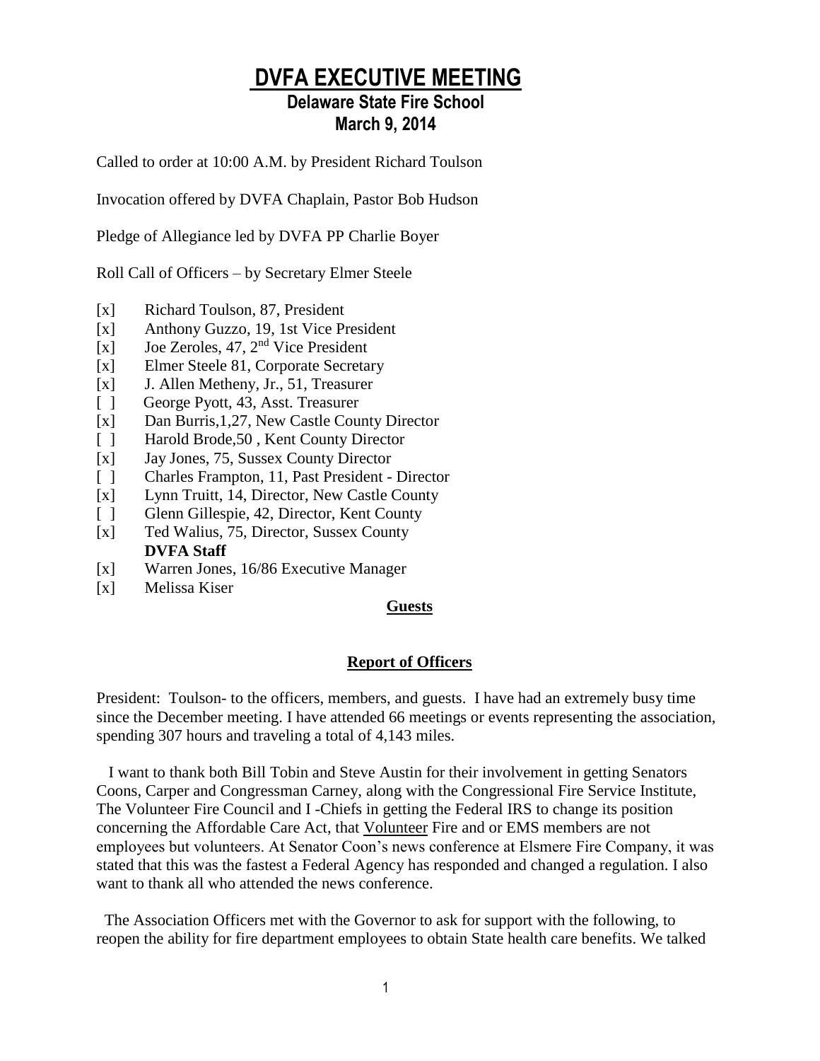# DVFA EXECUTIVE MEETING

## Delaware State Fire School

## March 9, 2014

Called to order at 10:00 A.M. by President Richard Toulson

Invocation offered by DVFA Chaplain, Pastor Bob Hudson

Pledge of Allegiance led by DVFA PP Charlie Boyer

Roll Call of Officers – by Secretary Elmer Steele

- [x] Richard Toulson, 87, President
- [x] Anthony Guzzo, 19, 1st Vice President
- [x] Joe Zeroles, 47, 2nd Vice President
- [x] Elmer Steele 81, Corporate Secretary
- [x] J. Allen Metheny, Jr., 51, Treasurer
- [ ] George Pyott, 43, Asst. Treasurer
- [x] Dan Burris,1,27, New Castle County Director
- [ ] Harold Brode,50 , Kent County Director
- [x] Jay Jones, 75, Sussex County Director
- [ ] Charles Frampton, 11, Past President - Director
- [x] Lynn Truitt, 14, Director, New Castle County
- [ ] Glenn Gillespie, 42, Director, Kent County
- [x] Ted Walius, 75, Director, Sussex County

**DVFA Staff**

- [x] Warren Jones, 16/86 Executive Manager
- [x] Melissa Kiser

**Guests**

**Report of Officers**

President: Toulson- to the officers, members, and guests. I have had an extremely busy time since the December meeting. I have attended 66 meetings or events representing the association, spending 307 hours and traveling a total of 4,143 miles.

I want to thank both Bill Tobin and Steve Austin for their involvement in getting Senators Coons, Carper and Congressman Carney, along with the Congressional Fire Service Institute, The Volunteer Fire Council and I -Chiefs in getting the Federal IRS to change its position concerning the Affordable Care Act, that Volunteer Fire and or EMS members are not employees but volunteers. At Senator Coon's news conference at Elsmere Fire Company, it was stated that this was the fastest a Federal Agency has responded and changed a regulation. I also want to thank all who attended the news conference.

The Association Officers met with the Governor to ask for support with the following, to reopen the ability for fire department employees to obtain State health care benefits. We talked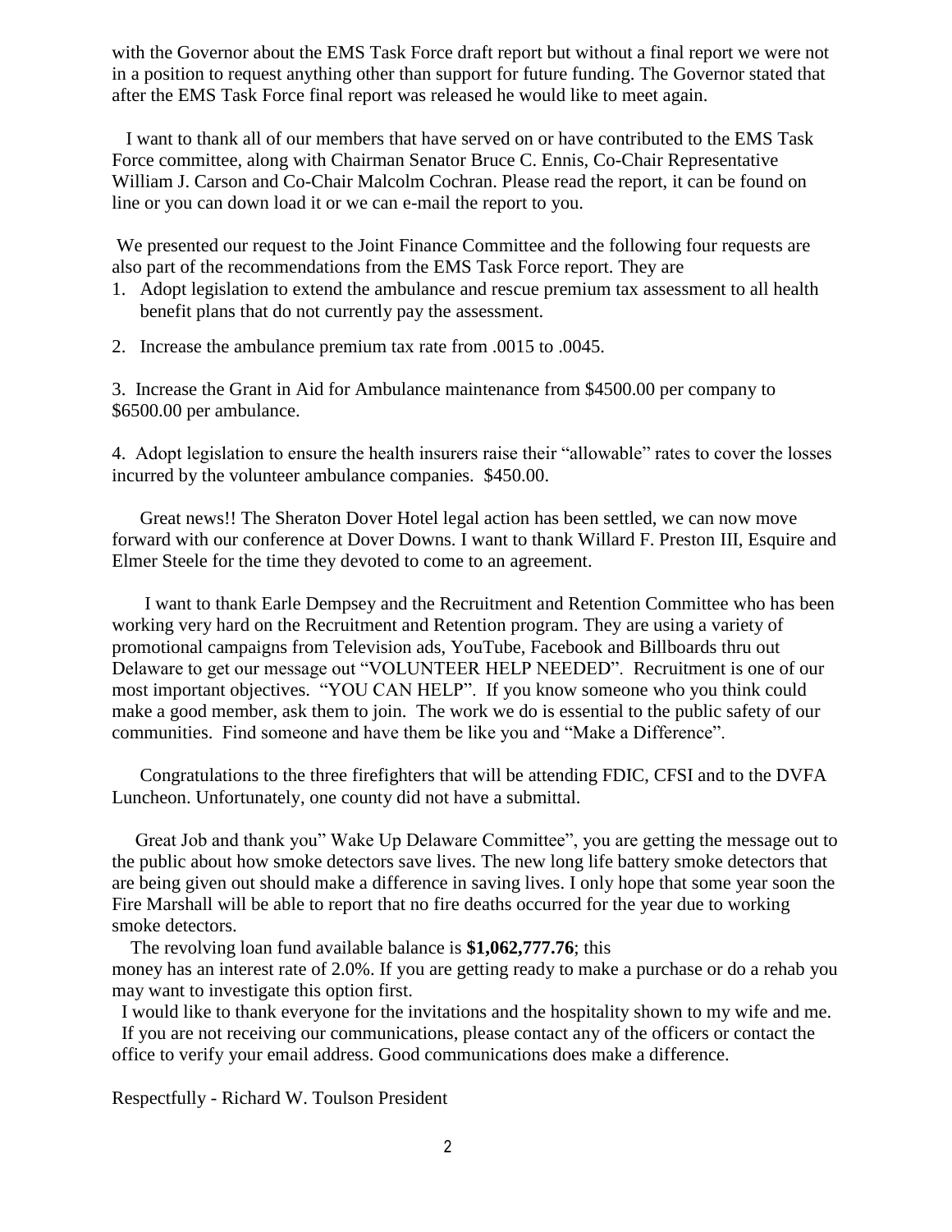with the Governor about the EMS Task Force draft report but without a final report we were not in a position to request anything other than support for future funding. The Governor stated that after the EMS Task Force final report was released he would like to meet again.

I want to thank all of our members that have served on or have contributed to the EMS Task Force committee, along with Chairman Senator Bruce C. Ennis, Co-Chair Representative William J. Carson and Co-Chair Malcolm Cochran. Please read the report, it can be found on line or you can down load it or we can e-mail the report to you.

We presented our request to the Joint Finance Committee and the following four requests are also part of the recommendations from the EMS Task Force report. They are

1. Adopt legislation to extend the ambulance and rescue premium tax assessment to all health benefit plans that do not currently pay the assessment.
2. Increase the ambulance premium tax rate from .0015 to .0045.
3. Increase the Grant in Aid for Ambulance maintenance from $4500.00 per company to $6500.00 per ambulance.
4. Adopt legislation to ensure the health insurers raise their "allowable" rates to cover the losses incurred by the volunteer ambulance companies. $450.00.

Great news!! The Sheraton Dover Hotel legal action has been settled, we can now move forward with our conference at Dover Downs. I want to thank Willard F. Preston III, Esquire and Elmer Steele for the time they devoted to come to an agreement.

I want to thank Earle Dempsey and the Recruitment and Retention Committee who has been working very hard on the Recruitment and Retention program. They are using a variety of promotional campaigns from Television ads, YouTube, Facebook and Billboards thru out Delaware to get our message out "VOLUNTEER HELP NEEDED". Recruitment is one of our most important objectives. "YOU CAN HELP". If you know someone who you think could make a good member, ask them to join. The work we do is essential to the public safety of our communities. Find someone and have them be like you and "Make a Difference".

Congratulations to the three firefighters that will be attending FDIC, CFSI and to the DVFA Luncheon. Unfortunately, one county did not have a submittal.

Great Job and thank you" Wake Up Delaware Committee", you are getting the message out to the public about how smoke detectors save lives. The new long life battery smoke detectors that are being given out should make a difference in saving lives. I only hope that some year soon the Fire Marshall will be able to report that no fire deaths occurred for the year due to working smoke detectors.

The revolving loan fund available balance is **$1,062,777.76**; this money has an interest rate of 2.0%. If you are getting ready to make a purchase or do a rehab you may want to investigate this option first.

I would like to thank everyone for the invitations and the hospitality shown to my wife and me.

If you are not receiving our communications, please contact any of the officers or contact the office to verify your email address. Good communications does make a difference.

Respectfully - Richard W. Toulson President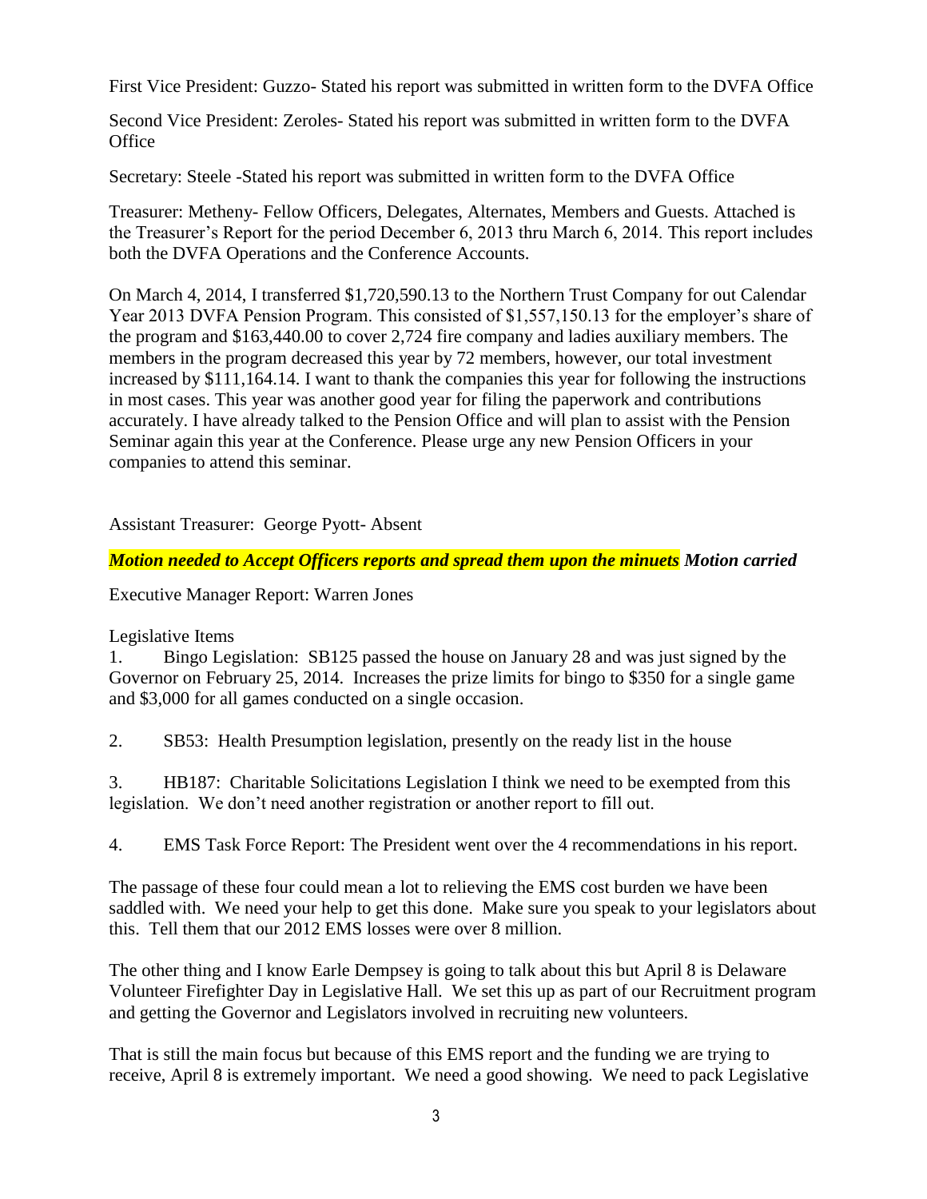First Vice President: Guzzo- Stated his report was submitted in written form to the DVFA Office

Second Vice President: Zeroles- Stated his report was submitted in written form to the DVFA Office

Secretary: Steele -Stated his report was submitted in written form to the DVFA Office

Treasurer: Metheny- Fellow Officers, Delegates, Alternates, Members and Guests. Attached is the Treasurer's Report for the period December 6, 2013 thru March 6, 2014. This report includes both the DVFA Operations and the Conference Accounts.

On March 4, 2014, I transferred $1,720,590.13 to the Northern Trust Company for out Calendar Year 2013 DVFA Pension Program. This consisted of $1,557,150.13 for the employer's share of the program and $163,440.00 to cover 2,724 fire company and ladies auxiliary members. The members in the program decreased this year by 72 members, however, our total investment increased by $111,164.14. I want to thank the companies this year for following the instructions in most cases. This year was another good year for filing the paperwork and contributions accurately. I have already talked to the Pension Office and will plan to assist with the Pension Seminar again this year at the Conference. Please urge any new Pension Officers in your companies to attend this seminar.

Assistant Treasurer: George Pyott- Absent

***Motion needed to Accept Officers reports and spread them upon the minuets Motion carried***

Executive Manager Report: Warren Jones

Legislative Items

1. Bingo Legislation: SB125 passed the house on January 28 and was just signed by the Governor on February 25, 2014. Increases the prize limits for bingo to $350 for a single game and $3,000 for all games conducted on a single occasion.

2. SB53: Health Presumption legislation, presently on the ready list in the house

3. HB187: Charitable Solicitations Legislation I think we need to be exempted from this legislation. We don't need another registration or another report to fill out.

4. EMS Task Force Report: The President went over the 4 recommendations in his report.

The passage of these four could mean a lot to relieving the EMS cost burden we have been saddled with. We need your help to get this done. Make sure you speak to your legislators about this. Tell them that our 2012 EMS losses were over 8 million.

The other thing and I know Earle Dempsey is going to talk about this but April 8 is Delaware Volunteer Firefighter Day in Legislative Hall. We set this up as part of our Recruitment program and getting the Governor and Legislators involved in recruiting new volunteers.

That is still the main focus but because of this EMS report and the funding we are trying to receive, April 8 is extremely important. We need a good showing. We need to pack Legislative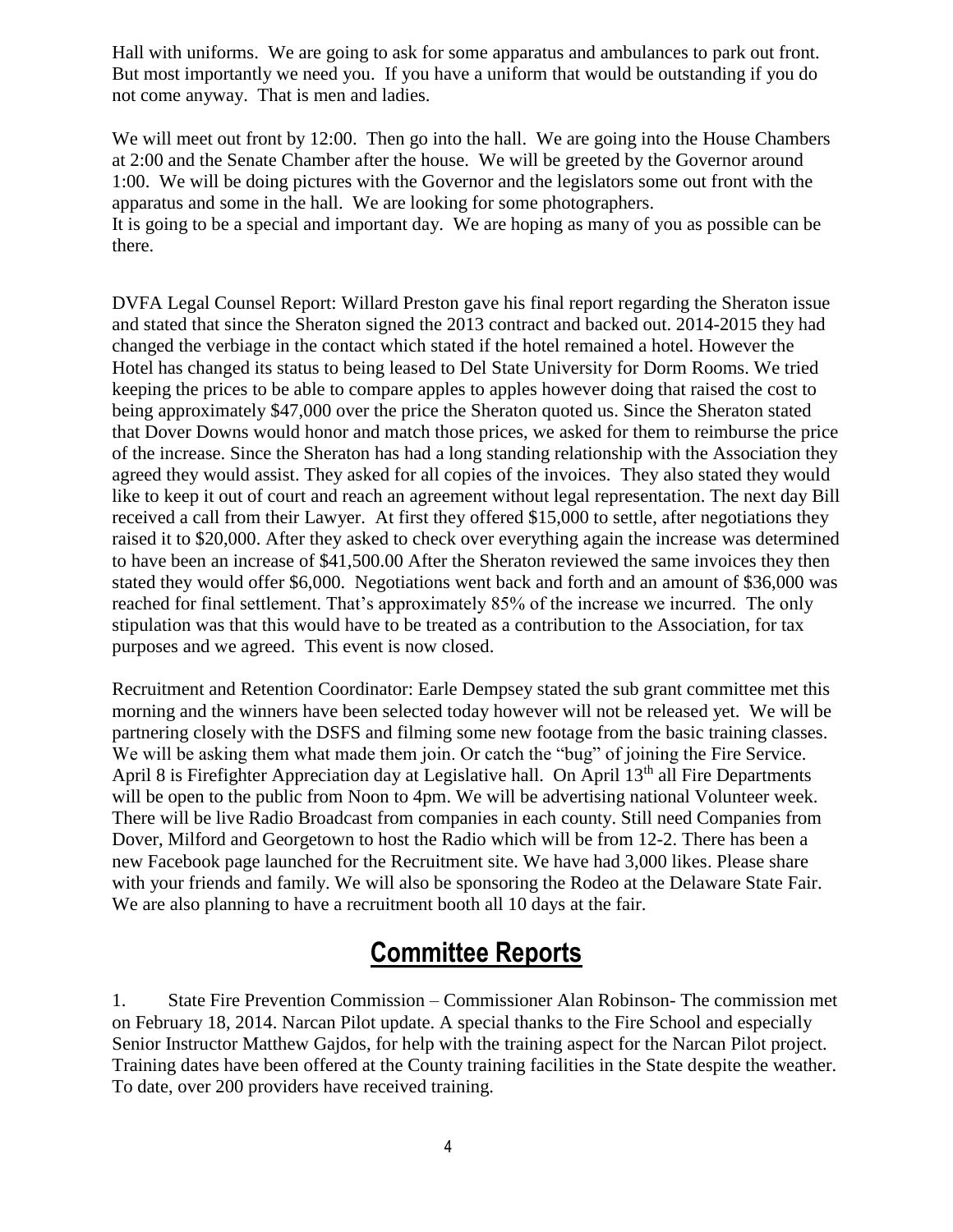Hall with uniforms. We are going to ask for some apparatus and ambulances to park out front. But most importantly we need you. If you have a uniform that would be outstanding if you do not come anyway. That is men and ladies.

We will meet out front by 12:00. Then go into the hall. We are going into the House Chambers at 2:00 and the Senate Chamber after the house. We will be greeted by the Governor around 1:00. We will be doing pictures with the Governor and the legislators some out front with the apparatus and some in the hall. We are looking for some photographers.
It is going to be a special and important day. We are hoping as many of you as possible can be there.

DVFA Legal Counsel Report: Willard Preston gave his final report regarding the Sheraton issue and stated that since the Sheraton signed the 2013 contract and backed out. 2014-2015 they had changed the verbiage in the contact which stated if the hotel remained a hotel. However the Hotel has changed its status to being leased to Del State University for Dorm Rooms. We tried keeping the prices to be able to compare apples to apples however doing that raised the cost to being approximately $47,000 over the price the Sheraton quoted us. Since the Sheraton stated that Dover Downs would honor and match those prices, we asked for them to reimburse the price of the increase. Since the Sheraton has had a long standing relationship with the Association they agreed they would assist. They asked for all copies of the invoices. They also stated they would like to keep it out of court and reach an agreement without legal representation. The next day Bill received a call from their Lawyer. At first they offered $15,000 to settle, after negotiations they raised it to $20,000. After they asked to check over everything again the increase was determined to have been an increase of $41,500.00 After the Sheraton reviewed the same invoices they then stated they would offer $6,000. Negotiations went back and forth and an amount of $36,000 was reached for final settlement. That's approximately 85% of the increase we incurred. The only stipulation was that this would have to be treated as a contribution to the Association, for tax purposes and we agreed. This event is now closed.

Recruitment and Retention Coordinator: Earle Dempsey stated the sub grant committee met this morning and the winners have been selected today however will not be released yet. We will be partnering closely with the DSFS and filming some new footage from the basic training classes. We will be asking them what made them join. Or catch the "bug" of joining the Fire Service. April 8 is Firefighter Appreciation day at Legislative hall. On April 13th all Fire Departments will be open to the public from Noon to 4pm. We will be advertising national Volunteer week. There will be live Radio Broadcast from companies in each county. Still need Companies from Dover, Milford and Georgetown to host the Radio which will be from 12-2. There has been a new Facebook page launched for the Recruitment site. We have had 3,000 likes. Please share with your friends and family. We will also be sponsoring the Rodeo at the Delaware State Fair. We are also planning to have a recruitment booth all 10 days at the fair.

## Committee Reports

1. State Fire Prevention Commission – Commissioner Alan Robinson- The commission met on February 18, 2014. Narcan Pilot update. A special thanks to the Fire School and especially Senior Instructor Matthew Gajdos, for help with the training aspect for the Narcan Pilot project. Training dates have been offered at the County training facilities in the State despite the weather. To date, over 200 providers have received training.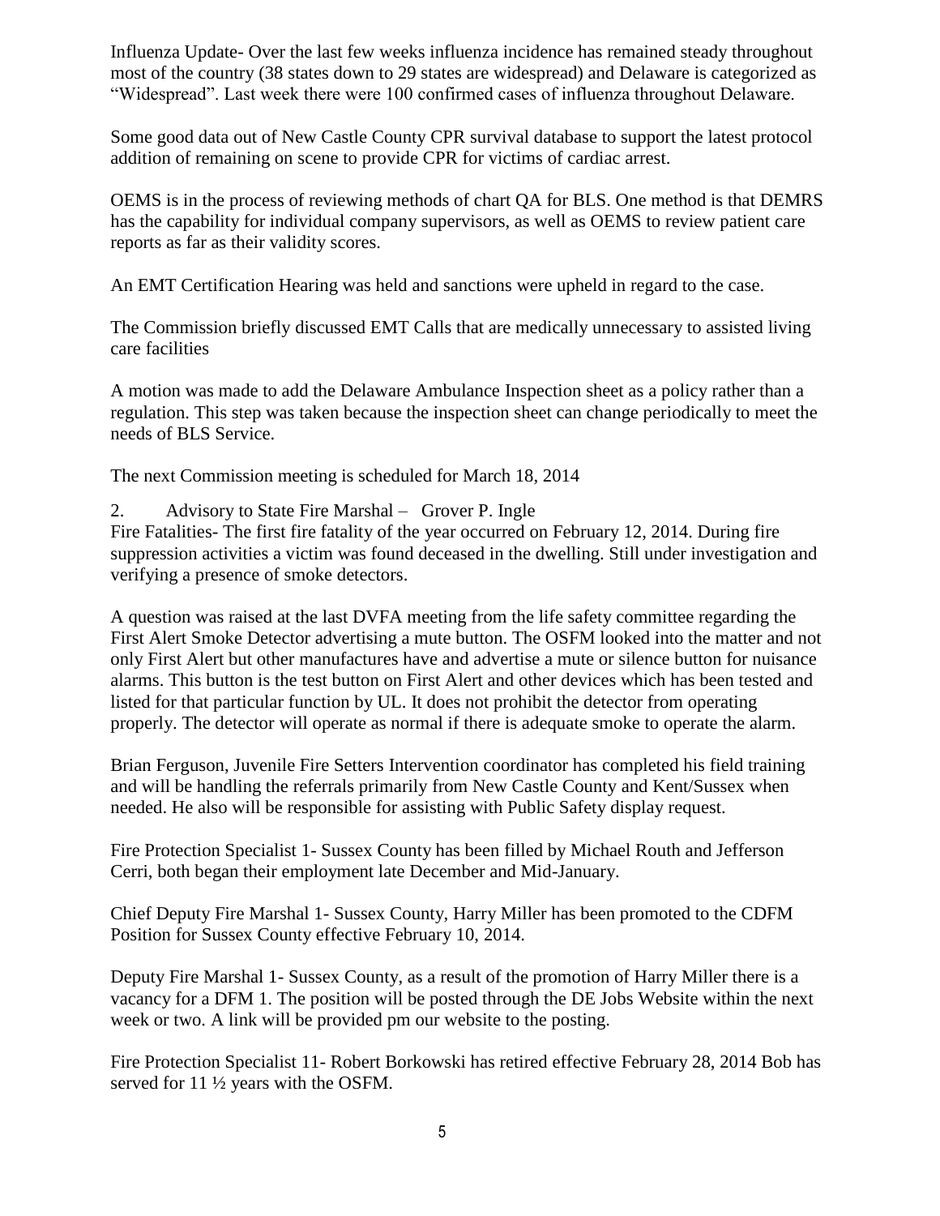Influenza Update- Over the last few weeks influenza incidence has remained steady throughout most of the country (38 states down to 29 states are widespread) and Delaware is categorized as "Widespread". Last week there were 100 confirmed cases of influenza throughout Delaware.

Some good data out of New Castle County CPR survival database to support the latest protocol addition of remaining on scene to provide CPR for victims of cardiac arrest.

OEMS is in the process of reviewing methods of chart QA for BLS. One method is that DEMRS has the capability for individual company supervisors, as well as OEMS to review patient care reports as far as their validity scores.

An EMT Certification Hearing was held and sanctions were upheld in regard to the case.

The Commission briefly discussed EMT Calls that are medically unnecessary to assisted living care facilities

A motion was made to add the Delaware Ambulance Inspection sheet as a policy rather than a regulation. This step was taken because the inspection sheet can change periodically to meet the needs of BLS Service.

The next Commission meeting is scheduled for March 18, 2014

2. Advisory to State Fire Marshal – Grover P. Ingle

Fire Fatalities- The first fire fatality of the year occurred on February 12, 2014. During fire suppression activities a victim was found deceased in the dwelling. Still under investigation and verifying a presence of smoke detectors.

A question was raised at the last DVFA meeting from the life safety committee regarding the First Alert Smoke Detector advertising a mute button. The OSFM looked into the matter and not only First Alert but other manufactures have and advertise a mute or silence button for nuisance alarms. This button is the test button on First Alert and other devices which has been tested and listed for that particular function by UL. It does not prohibit the detector from operating properly. The detector will operate as normal if there is adequate smoke to operate the alarm.

Brian Ferguson, Juvenile Fire Setters Intervention coordinator has completed his field training and will be handling the referrals primarily from New Castle County and Kent/Sussex when needed. He also will be responsible for assisting with Public Safety display request.

Fire Protection Specialist 1- Sussex County has been filled by Michael Routh and Jefferson Cerri, both began their employment late December and Mid-January.

Chief Deputy Fire Marshal 1- Sussex County, Harry Miller has been promoted to the CDFM Position for Sussex County effective February 10, 2014.

Deputy Fire Marshal 1- Sussex County, as a result of the promotion of Harry Miller there is a vacancy for a DFM 1. The position will be posted through the DE Jobs Website within the next week or two. A link will be provided pm our website to the posting.

Fire Protection Specialist 11- Robert Borkowski has retired effective February 28, 2014 Bob has served for 11 ½ years with the OSFM.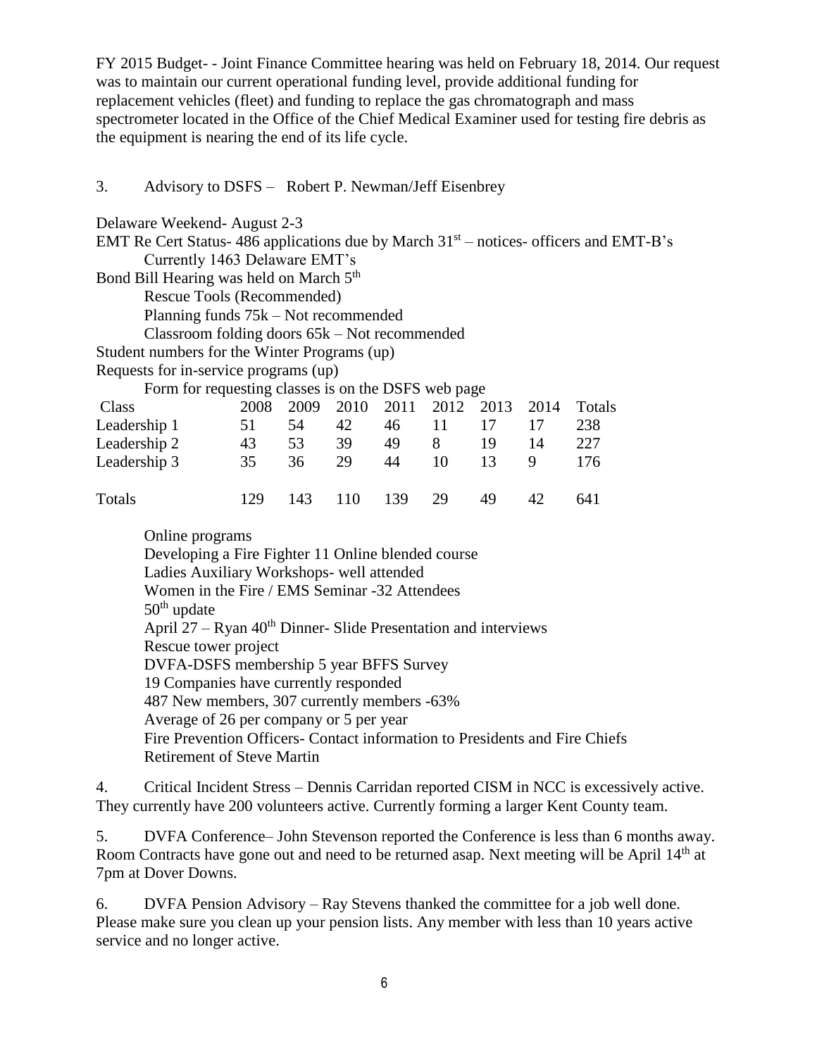FY 2015 Budget- - Joint Finance Committee hearing was held on February 18, 2014. Our request was to maintain our current operational funding level, provide additional funding for replacement vehicles (fleet) and funding to replace the gas chromatograph and mass spectrometer located in the Office of the Chief Medical Examiner used for testing fire debris as the equipment is nearing the end of its life cycle.

3. Advisory to DSFS – Robert P. Newman/Jeff Eisenbrey

Delaware Weekend- August 2-3

EMT Re Cert Status- 486 applications due by March 31st – notices- officers and EMT-B's

Currently 1463 Delaware EMT's

Bond Bill Hearing was held on March 5th

Rescue Tools (Recommended)

Planning funds 75k – Not recommended

Classroom folding doors 65k – Not recommended

Student numbers for the Winter Programs (up)

Requests for in-service programs (up)

Form for requesting classes is on the DSFS web page

| Class | 2008 | 2009 | 2010 | 2011 | 2012 | 2013 | 2014 | Totals |
|---|---|---|---|---|---|---|---|---|
| Leadership 1 | 51 | 54 | 42 | 46 | 11 | 17 | 17 | 238 |
| Leadership 2 | 43 | 53 | 39 | 49 | 8 | 19 | 14 | 227 |
| Leadership 3 | 35 | 36 | 29 | 44 | 10 | 13 | 9 | 176 |
| Totals | 129 | 143 | 110 | 139 | 29 | 49 | 42 | 641 |

Online programs

Developing a Fire Fighter 11 Online blended course

Ladies Auxiliary Workshops- well attended

Women in the Fire / EMS Seminar -32 Attendees

50th update

April 27 – Ryan 40th Dinner- Slide Presentation and interviews

Rescue tower project

DVFA-DSFS membership 5 year BFFS Survey

19 Companies have currently responded

487 New members, 307 currently members -63%

Average of 26 per company or 5 per year

Fire Prevention Officers- Contact information to Presidents and Fire Chiefs

Retirement of Steve Martin

4. Critical Incident Stress – Dennis Carridan reported CISM in NCC is excessively active. They currently have 200 volunteers active. Currently forming a larger Kent County team.

5. DVFA Conference– John Stevenson reported the Conference is less than 6 months away. Room Contracts have gone out and need to be returned asap. Next meeting will be April 14th at 7pm at Dover Downs.

6. DVFA Pension Advisory – Ray Stevens thanked the committee for a job well done. Please make sure you clean up your pension lists. Any member with less than 10 years active service and no longer active.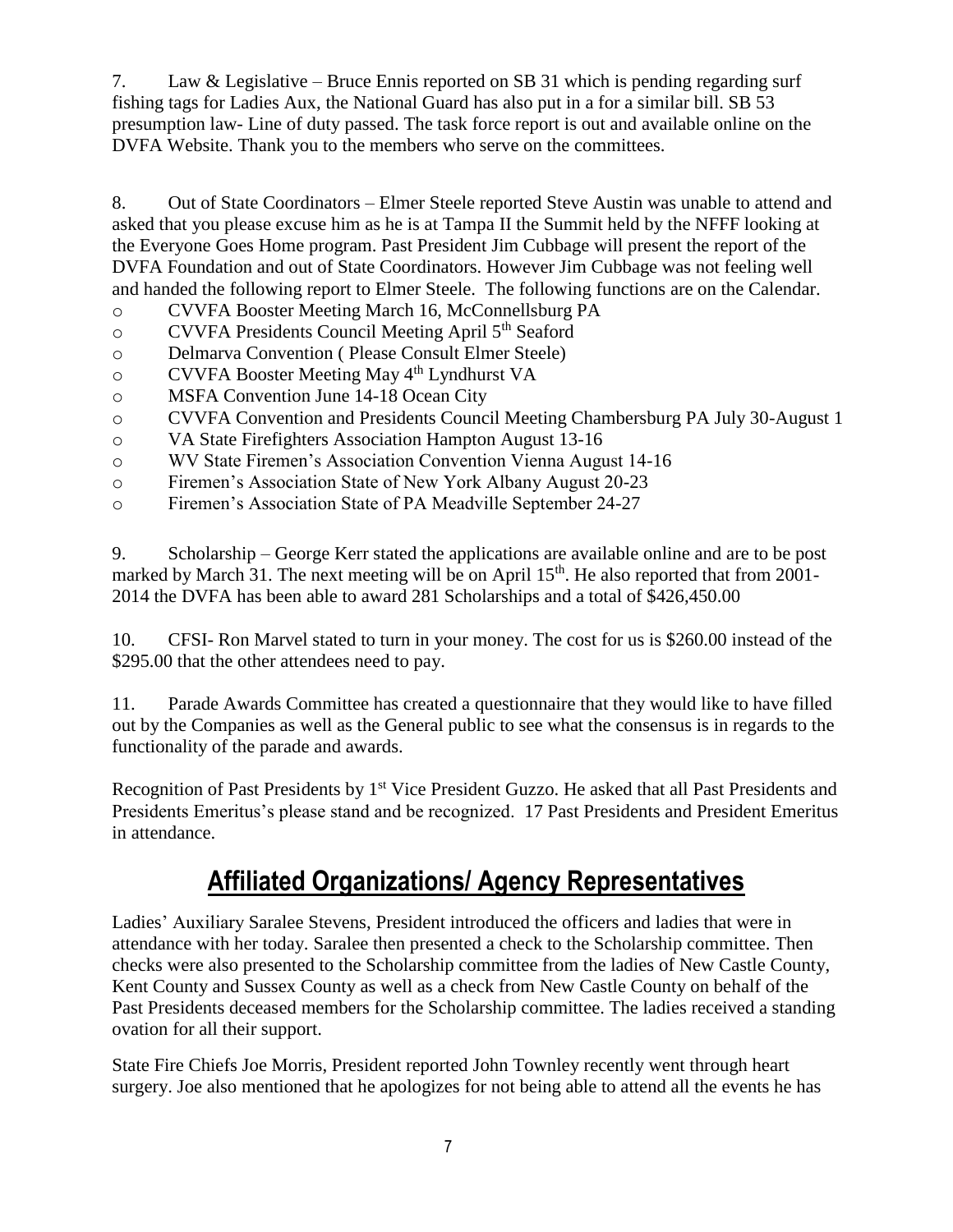7. Law & Legislative – Bruce Ennis reported on SB 31 which is pending regarding surf fishing tags for Ladies Aux, the National Guard has also put in a for a similar bill. SB 53 presumption law- Line of duty passed. The task force report is out and available online on the DVFA Website. Thank you to the members who serve on the committees.

8. Out of State Coordinators – Elmer Steele reported Steve Austin was unable to attend and asked that you please excuse him as he is at Tampa II the Summit held by the NFFF looking at the Everyone Goes Home program. Past President Jim Cubbage will present the report of the DVFA Foundation and out of State Coordinators. However Jim Cubbage was not feeling well and handed the following report to Elmer Steele. The following functions are on the Calendar.

- CVVFA Booster Meeting March 16, McConnellsburg PA
- CVVFA Presidents Council Meeting April 5th Seaford
- Delmarva Convention ( Please Consult Elmer Steele)
- CVVFA Booster Meeting May 4th Lyndhurst VA
- MSFA Convention June 14-18 Ocean City
- CVVFA Convention and Presidents Council Meeting Chambersburg PA July 30-August 1
- VA State Firefighters Association Hampton August 13-16
- WV State Firemen's Association Convention Vienna August 14-16
- Firemen's Association State of New York Albany August 20-23
- Firemen's Association State of PA Meadville September 24-27

9. Scholarship – George Kerr stated the applications are available online and are to be post marked by March 31. The next meeting will be on April 15th. He also reported that from 2001-2014 the DVFA has been able to award 281 Scholarships and a total of $426,450.00

10. CFSI- Ron Marvel stated to turn in your money. The cost for us is $260.00 instead of the $295.00 that the other attendees need to pay.

11. Parade Awards Committee has created a questionnaire that they would like to have filled out by the Companies as well as the General public to see what the consensus is in regards to the functionality of the parade and awards.

Recognition of Past Presidents by 1st Vice President Guzzo. He asked that all Past Presidents and Presidents Emeritus's please stand and be recognized. 17 Past Presidents and President Emeritus in attendance.

## Affiliated Organizations/ Agency Representatives

Ladies' Auxiliary Saralee Stevens, President introduced the officers and ladies that were in attendance with her today. Saralee then presented a check to the Scholarship committee. Then checks were also presented to the Scholarship committee from the ladies of New Castle County, Kent County and Sussex County as well as a check from New Castle County on behalf of the Past Presidents deceased members for the Scholarship committee. The ladies received a standing ovation for all their support.

State Fire Chiefs Joe Morris, President reported John Townley recently went through heart surgery. Joe also mentioned that he apologizes for not being able to attend all the events he has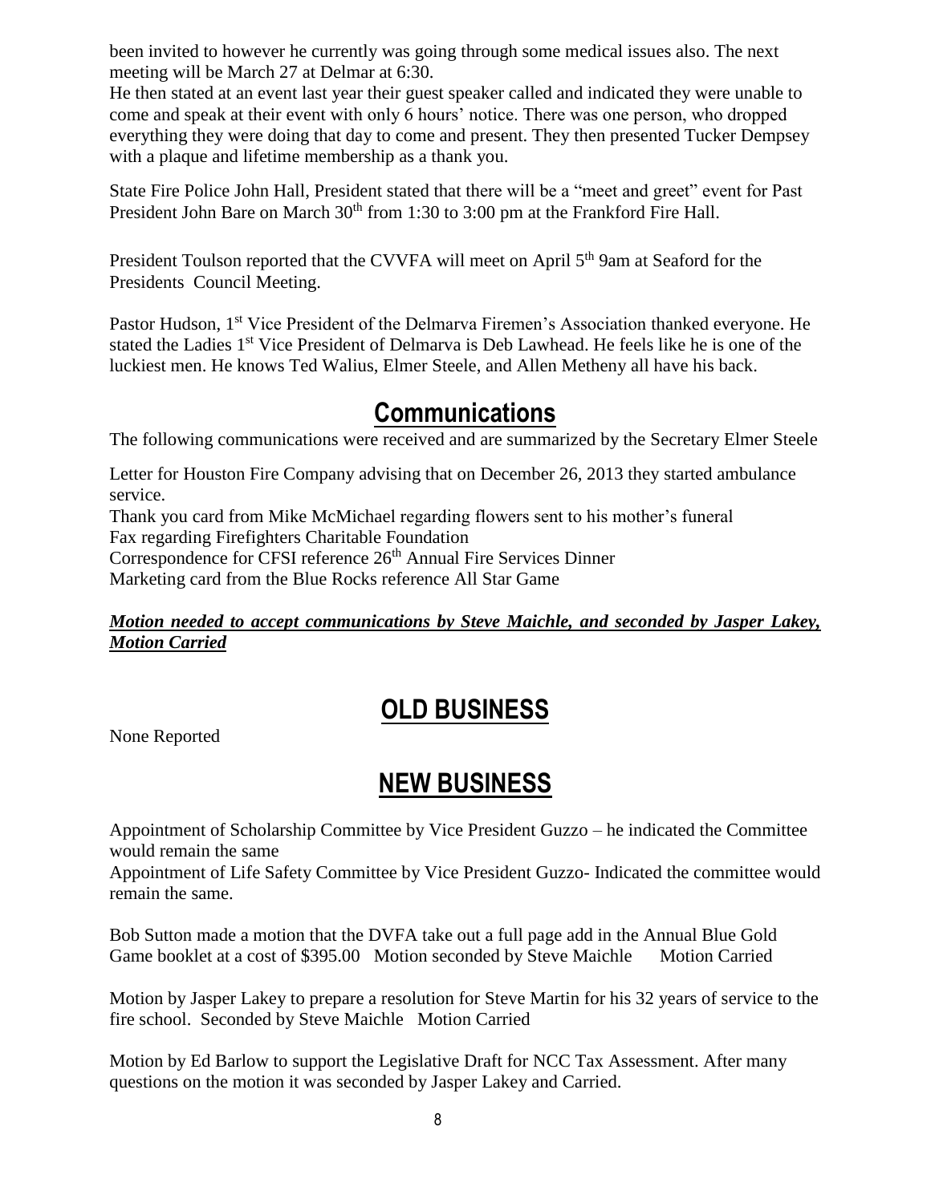been invited to however he currently was going through some medical issues also. The next meeting will be March 27 at Delmar at 6:30.

He then stated at an event last year their guest speaker called and indicated they were unable to come and speak at their event with only 6 hours' notice. There was one person, who dropped everything they were doing that day to come and present. They then presented Tucker Dempsey with a plaque and lifetime membership as a thank you.

State Fire Police John Hall, President stated that there will be a "meet and greet" event for Past President John Bare on March 30th from 1:30 to 3:00 pm at the Frankford Fire Hall.

President Toulson reported that the CVVFA will meet on April 5th 9am at Seaford for the Presidents Council Meeting.

Pastor Hudson, 1st Vice President of the Delmarva Firemen's Association thanked everyone. He stated the Ladies 1st Vice President of Delmarva is Deb Lawhead. He feels like he is one of the luckiest men. He knows Ted Walius, Elmer Steele, and Allen Metheny all have his back.

## Communications

The following communications were received and are summarized by the Secretary Elmer Steele

Letter for Houston Fire Company advising that on December 26, 2013 they started ambulance service.
Thank you card from Mike McMichael regarding flowers sent to his mother's funeral
Fax regarding Firefighters Charitable Foundation
Correspondence for CFSI reference 26th Annual Fire Services Dinner
Marketing card from the Blue Rocks reference All Star Game

***Motion needed to accept communications by Steve Maichle, and seconded by Jasper Lakey, Motion Carried***

## OLD BUSINESS

None Reported

## NEW BUSINESS

Appointment of Scholarship Committee by Vice President Guzzo – he indicated the Committee would remain the same
Appointment of Life Safety Committee by Vice President Guzzo- Indicated the committee would remain the same.

Bob Sutton made a motion that the DVFA take out a full page add in the Annual Blue Gold Game booklet at a cost of $395.00 Motion seconded by Steve Maichle Motion Carried

Motion by Jasper Lakey to prepare a resolution for Steve Martin for his 32 years of service to the fire school. Seconded by Steve Maichle Motion Carried

Motion by Ed Barlow to support the Legislative Draft for NCC Tax Assessment. After many questions on the motion it was seconded by Jasper Lakey and Carried.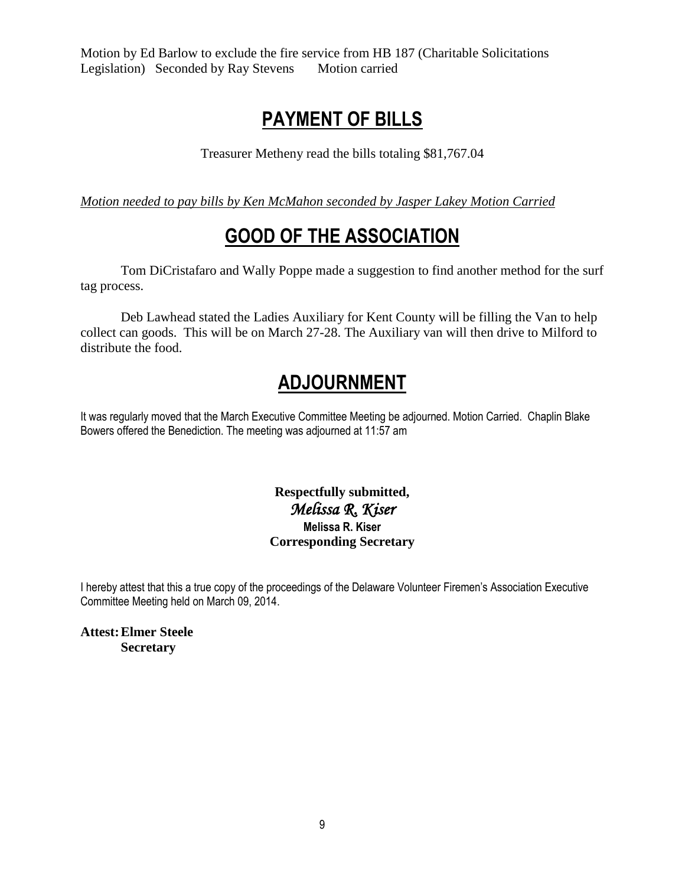Motion by Ed Barlow to exclude the fire service from HB 187 (Charitable Solicitations Legislation) Seconded by Ray Stevens Motion carried

## PAYMENT OF BILLS

Treasurer Metheny read the bills totaling $81,767.04

*Motion needed to pay bills by Ken McMahon seconded by Jasper Lakey Motion Carried*

## GOOD OF THE ASSOCIATION

Tom DiCristafaro and Wally Poppe made a suggestion to find another method for the surf tag process.

Deb Lawhead stated the Ladies Auxiliary for Kent County will be filling the Van to help collect can goods. This will be on March 27-28. The Auxiliary van will then drive to Milford to distribute the food.

## ADJOURNMENT

It was regularly moved that the March Executive Committee Meeting be adjourned. Motion Carried. Chaplin Blake Bowers offered the Benediction. The meeting was adjourned at 11:57 am

**Respectfully submitted,**
*Melissa R. Kiser*
**Melissa R. Kiser**
**Corresponding Secretary**

I hereby attest that this a true copy of the proceedings of the Delaware Volunteer Firemen's Association Executive Committee Meeting held on March 09, 2014.

**Attest: Elmer Steele**
**Secretary**